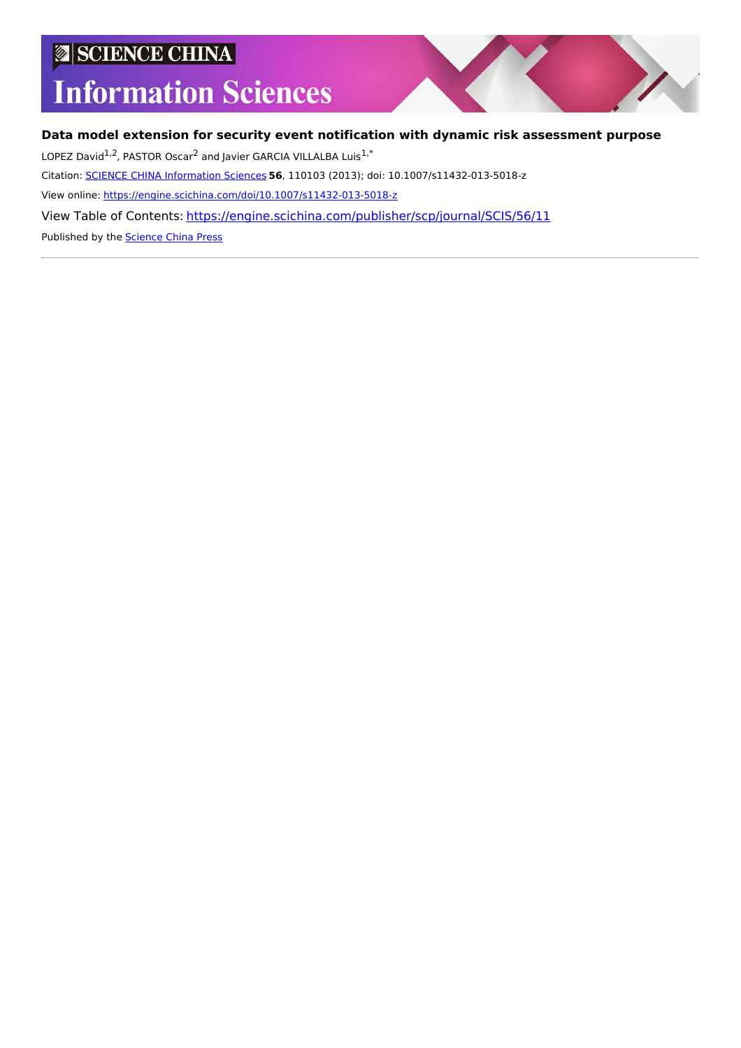SCIENCE CHINA

Information Sciences

**Data model extension for security event notification with dynamic risk assessment purpose**

LOPEZ David[1,2], PASTOR Oscar[2] and Javier GARCIA VILLALBA Luis[1,*]

Citation: SCIENCE CHINA Information Sciences **56**, 110103 (2013); doi: 10.1007/s11432-013-5018-z

View online: https://engine.scichina.com/doi/10.1007/s11432-013-5018-z

View Table of Contents: https://engine.scichina.com/publisher/scp/journal/SCIS/56/11

Published by the Science China Press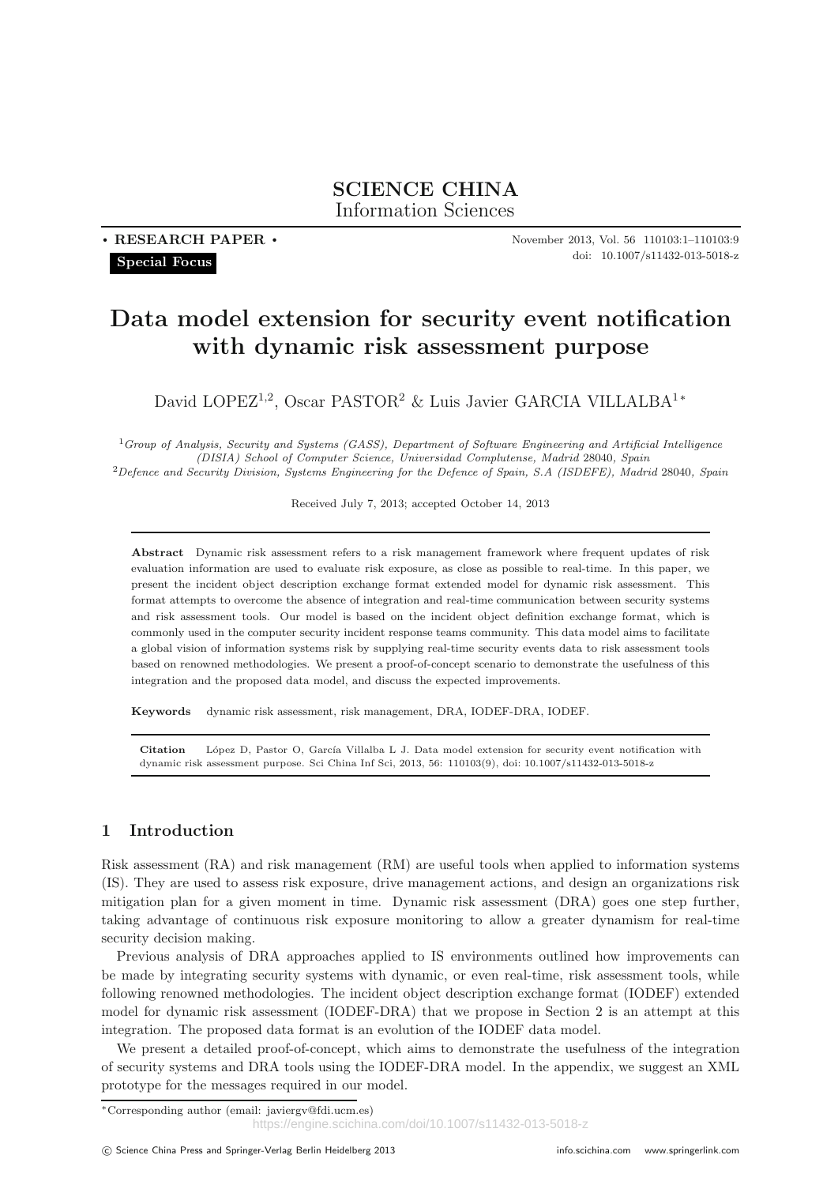# Data model extension for security event notification with dynamic risk assessment purpose

David LOPEZ[1,2], Oscar PASTOR[2] & Luis Javier GARCIA VILLALBA[1*]

[1] *Group of Analysis, Security and Systems (GASS), Department of Software Engineering and Artificial Intelligence (DISIA) School of Computer Science, Universidad Complutense, Madrid* 28040*, Spain*
[2] *Defence and Security Division, Systems Engineering for the Defence of Spain, S.A (ISDEFE), Madrid* 28040*, Spain*

Received July 7, 2013; accepted October 14, 2013

**Abstract** Dynamic risk assessment refers to a risk management framework where frequent updates of risk evaluation information are used to evaluate risk exposure, as close as possible to real-time. In this paper, we present the incident object description exchange format extended model for dynamic risk assessment. This format attempts to overcome the absence of integration and real-time communication between security systems and risk assessment tools. Our model is based on the incident object definition exchange format, which is commonly used in the computer security incident response teams community. This data model aims to facilitate a global vision of information systems risk by supplying real-time security events data to risk assessment tools based on renowned methodologies. We present a proof-of-concept scenario to demonstrate the usefulness of this integration and the proposed data model, and discuss the expected improvements.

**Keywords** dynamic risk assessment, risk management, DRA, IODEF-DRA, IODEF.

**Citation** López D, Pastor O, García Villalba L J. Data model extension for security event notification with dynamic risk assessment purpose. Sci China Inf Sci, 2013, 56: 110103(9), doi: 10.1007/s11432-013-5018-z

## 1 Introduction

Risk assessment (RA) and risk management (RM) are useful tools when applied to information systems (IS). They are used to assess risk exposure, drive management actions, and design an organizations risk mitigation plan for a given moment in time. Dynamic risk assessment (DRA) goes one step further, taking advantage of continuous risk exposure monitoring to allow a greater dynamism for real-time security decision making.

Previous analysis of DRA approaches applied to IS environments outlined how improvements can be made by integrating security systems with dynamic, or even real-time, risk assessment tools, while following renowned methodologies. The incident object description exchange format (IODEF) extended model for dynamic risk assessment (IODEF-DRA) that we propose in Section 2 is an attempt at this integration. The proposed data format is an evolution of the IODEF data model.

We present a detailed proof-of-concept, which aims to demonstrate the usefulness of the integration of security systems and DRA tools using the IODEF-DRA model. In the appendix, we suggest an XML prototype for the messages required in our model.

*Corresponding author (email: javiergv@fdi.ucm.es)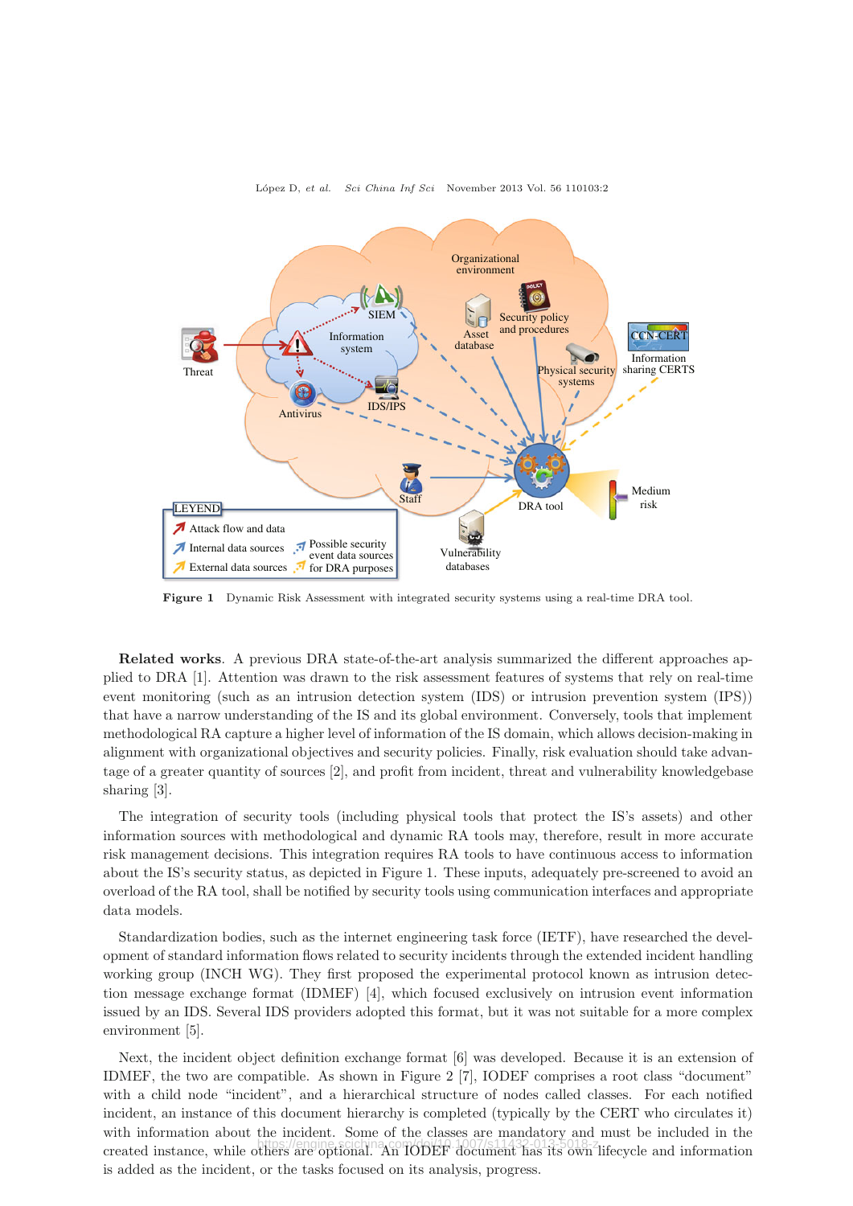Figure 1   Dynamic Risk Assessment with integrated security systems using a real-time DRA tool.

**Related works**. A previous DRA state-of-the-art analysis summarized the different approaches applied to DRA [1]. Attention was drawn to the risk assessment features of systems that rely on real-time event monitoring (such as an intrusion detection system (IDS) or intrusion prevention system (IPS)) that have a narrow understanding of the IS and its global environment. Conversely, tools that implement methodological RA capture a higher level of information of the IS domain, which allows decision-making in alignment with organizational objectives and security policies. Finally, risk evaluation should take advantage of a greater quantity of sources [2], and profit from incident, threat and vulnerability knowledgebase sharing [3].

The integration of security tools (including physical tools that protect the IS's assets) and other information sources with methodological and dynamic RA tools may, therefore, result in more accurate risk management decisions. This integration requires RA tools to have continuous access to information about the IS's security status, as depicted in Figure 1. These inputs, adequately pre-screened to avoid an overload of the RA tool, shall be notified by security tools using communication interfaces and appropriate data models.

Standardization bodies, such as the internet engineering task force (IETF), have researched the development of standard information flows related to security incidents through the extended incident handling working group (INCH WG). They first proposed the experimental protocol known as intrusion detection message exchange format (IDMEF) [4], which focused exclusively on intrusion event information issued by an IDS. Several IDS providers adopted this format, but it was not suitable for a more complex environment [5].

Next, the incident object definition exchange format [6] was developed. Because it is an extension of IDMEF, the two are compatible. As shown in Figure 2 [7], IODEF comprises a root class "document" with a child node "incident", and a hierarchical structure of nodes called classes. For each notified incident, an instance of this document hierarchy is completed (typically by the CERT who circulates it) with information about the incident. Some of the classes are mandatory and must be included in the created instance, while others are optional. An IODEF document has its own lifecycle and information is added as the incident, or the tasks focused on its analysis, progress.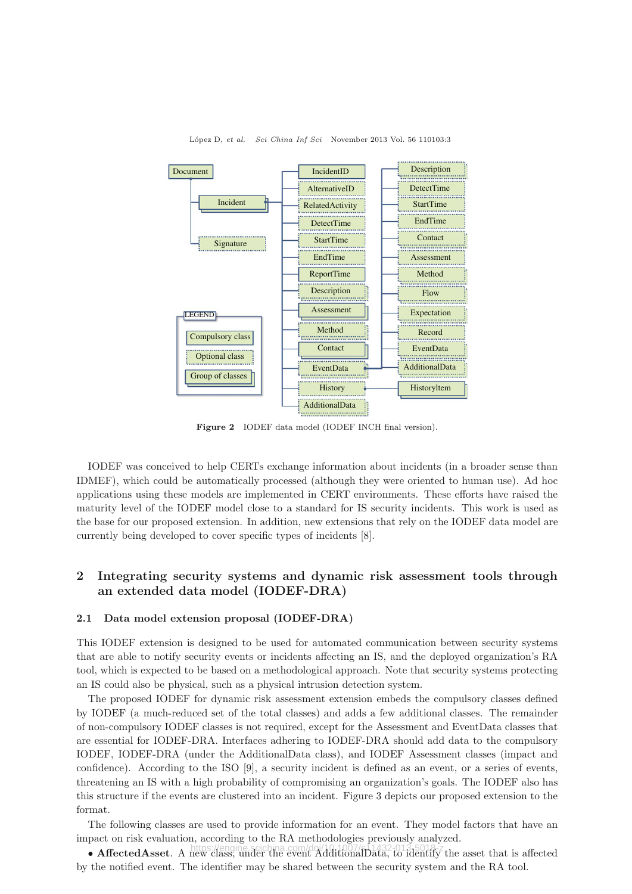Figure 2 IODEF data model (IODEF INCH final version).

IODEF was conceived to help CERTs exchange information about incidents (in a broader sense than IDMEF), which could be automatically processed (although they were oriented to human use). Ad hoc applications using these models are implemented in CERT environments. These efforts have raised the maturity level of the IODEF model close to a standard for IS security incidents. This work is used as the base for our proposed extension. In addition, new extensions that rely on the IODEF data model are currently being developed to cover specific types of incidents [8].

## 2 Integrating security systems and dynamic risk assessment tools through an extended data model (IODEF-DRA)

### 2.1 Data model extension proposal (IODEF-DRA)

This IODEF extension is designed to be used for automated communication between security systems that are able to notify security events or incidents affecting an IS, and the deployed organization's RA tool, which is expected to be based on a methodological approach. Note that security systems protecting an IS could also be physical, such as a physical intrusion detection system.

The proposed IODEF for dynamic risk assessment extension embeds the compulsory classes defined by IODEF (a much-reduced set of the total classes) and adds a few additional classes. The remainder of non-compulsory IODEF classes is not required, except for the Assessment and EventData classes that are essential for IODEF-DRA. Interfaces adhering to IODEF-DRA should add data to the compulsory IODEF, IODEF-DRA (under the AdditionalData class), and IODEF Assessment classes (impact and confidence). According to the ISO [9], a security incident is defined as an event, or a series of events, threatening an IS with a high probability of compromising an organization's goals. The IODEF also has this structure if the events are clustered into an incident. Figure 3 depicts our proposed extension to the format.

The following classes are used to provide information for an event. They model factors that have an impact on risk evaluation, according to the RA methodologies previously analyzed.

- **AffectedAsset**. A new class, under the event AdditionalData, to identify the asset that is affected by the notified event. The identifier may be shared between the security system and the RA tool.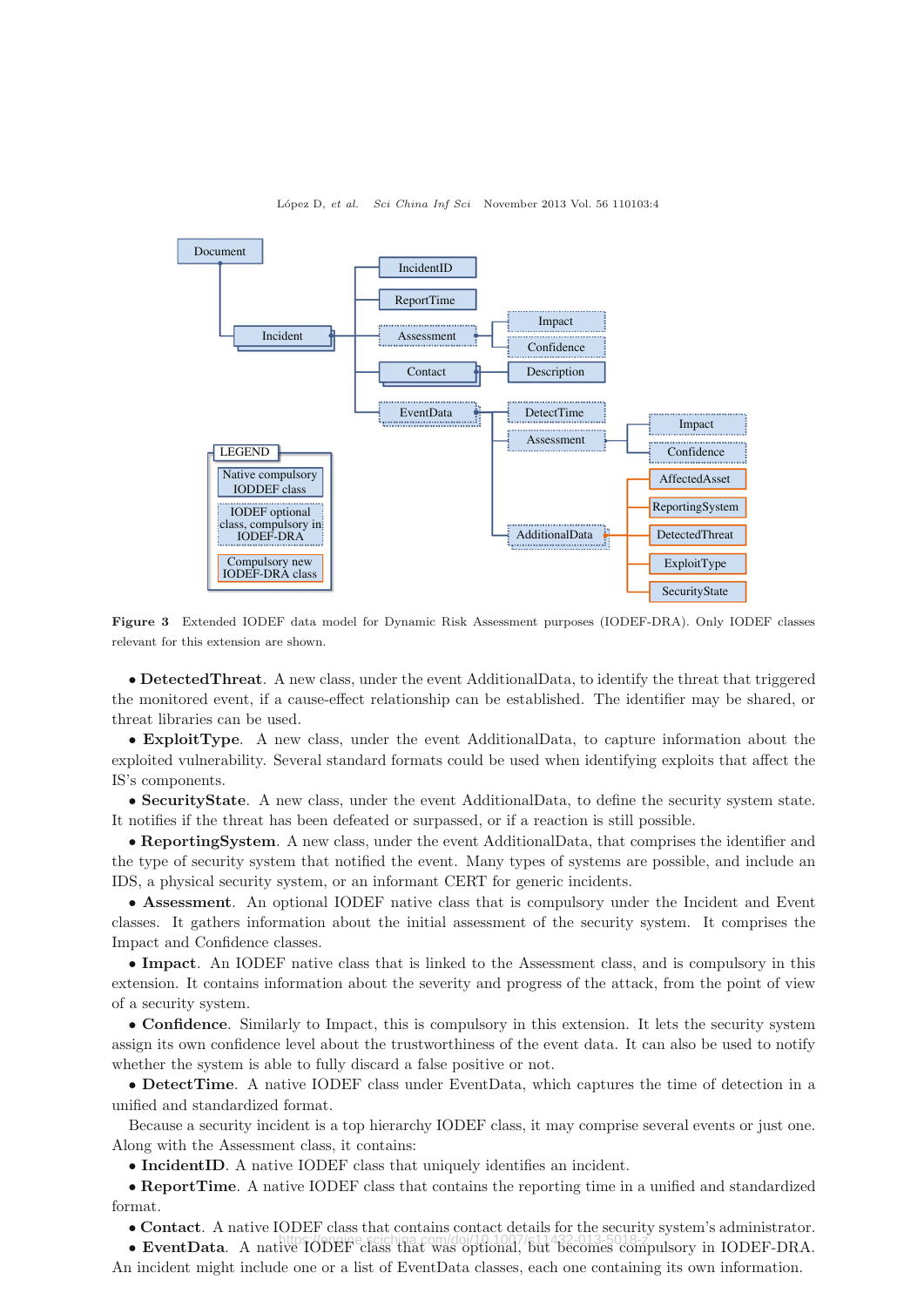Figure 3 Extended IODEF data model for Dynamic Risk Assessment purposes (IODEF-DRA). Only IODEF classes relevant for this extension are shown.

- **DetectedThreat**. A new class, under the event AdditionalData, to identify the threat that triggered the monitored event, if a cause-effect relationship can be established. The identifier may be shared, or threat libraries can be used.
- **ExploitType**. A new class, under the event AdditionalData, to capture information about the exploited vulnerability. Several standard formats could be used when identifying exploits that affect the IS's components.
- **SecurityState**. A new class, under the event AdditionalData, to define the security system state. It notifies if the threat has been defeated or surpassed, or if a reaction is still possible.
- **ReportingSystem**. A new class, under the event AdditionalData, that comprises the identifier and the type of security system that notified the event. Many types of systems are possible, and include an IDS, a physical security system, or an informant CERT for generic incidents.
- **Assessment**. An optional IODEF native class that is compulsory under the Incident and Event classes. It gathers information about the initial assessment of the security system. It comprises the Impact and Confidence classes.
- **Impact**. An IODEF native class that is linked to the Assessment class, and is compulsory in this extension. It contains information about the severity and progress of the attack, from the point of view of a security system.
- **Confidence**. Similarly to Impact, this is compulsory in this extension. It lets the security system assign its own confidence level about the trustworthiness of the event data. It can also be used to notify whether the system is able to fully discard a false positive or not.
- **DetectTime**. A native IODEF class under EventData, which captures the time of detection in a unified and standardized format.

Because a security incident is a top hierarchy IODEF class, it may comprise several events or just one. Along with the Assessment class, it contains:

- **IncidentID**. A native IODEF class that uniquely identifies an incident.
- **ReportTime**. A native IODEF class that contains the reporting time in a unified and standardized format.
- **Contact**. A native IODEF class that contains contact details for the security system's administrator.
- **EventData**. A native IODEF class that was optional, but becomes compulsory in IODEF-DRA. An incident might include one or a list of EventData classes, each one containing its own information.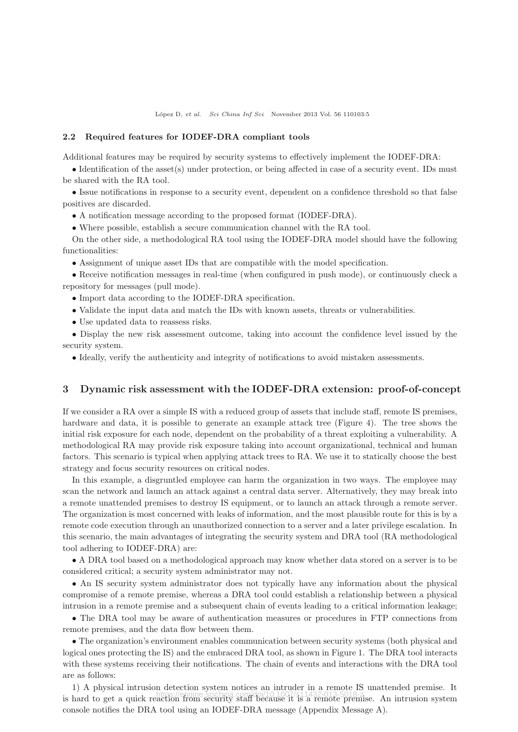### 2.2 Required features for IODEF-DRA compliant tools

Additional features may be required by security systems to effectively implement the IODEF-DRA:

- Identification of the asset(s) under protection, or being affected in case of a security event. IDs must be shared with the RA tool.
- Issue notifications in response to a security event, dependent on a confidence threshold so that false positives are discarded.
- A notification message according to the proposed format (IODEF-DRA).
- Where possible, establish a secure communication channel with the RA tool.

On the other side, a methodological RA tool using the IODEF-DRA model should have the following functionalities:

- Assignment of unique asset IDs that are compatible with the model specification.
- Receive notification messages in real-time (when configured in push mode), or continuously check a repository for messages (pull mode).
- Import data according to the IODEF-DRA specification.
- Validate the input data and match the IDs with known assets, threats or vulnerabilities.
- Use updated data to reassess risks.
- Display the new risk assessment outcome, taking into account the confidence level issued by the security system.
- Ideally, verify the authenticity and integrity of notifications to avoid mistaken assessments.

## 3 Dynamic risk assessment with the IODEF-DRA extension: proof-of-concept

If we consider a RA over a simple IS with a reduced group of assets that include staff, remote IS premises, hardware and data, it is possible to generate an example attack tree (Figure 4). The tree shows the initial risk exposure for each node, dependent on the probability of a threat exploiting a vulnerability. A methodological RA may provide risk exposure taking into account organizational, technical and human factors. This scenario is typical when applying attack trees to RA. We use it to statically choose the best strategy and focus security resources on critical nodes.

In this example, a disgruntled employee can harm the organization in two ways. The employee may scan the network and launch an attack against a central data server. Alternatively, they may break into a remote unattended premises to destroy IS equipment, or to launch an attack through a remote server. The organization is most concerned with leaks of information, and the most plausible route for this is by a remote code execution through an unauthorized connection to a server and a later privilege escalation. In this scenario, the main advantages of integrating the security system and DRA tool (RA methodological tool adhering to IODEF-DRA) are:

- A DRA tool based on a methodological approach may know whether data stored on a server is to be considered critical; a security system administrator may not.
- An IS security system administrator does not typically have any information about the physical compromise of a remote premise, whereas a DRA tool could establish a relationship between a physical intrusion in a remote premise and a subsequent chain of events leading to a critical information leakage;
- The DRA tool may be aware of authentication measures or procedures in FTP connections from remote premises, and the data flow between them.
- The organization's environment enables communication between security systems (both physical and logical ones protecting the IS) and the embraced DRA tool, as shown in Figure 1. The DRA tool interacts with these systems receiving their notifications. The chain of events and interactions with the DRA tool are as follows:

1) A physical intrusion detection system notices an intruder in a remote IS unattended premise. It is hard to get a quick reaction from security staff because it is a remote premise. An intrusion system console notifies the DRA tool using an IODEF-DRA message (Appendix Message A).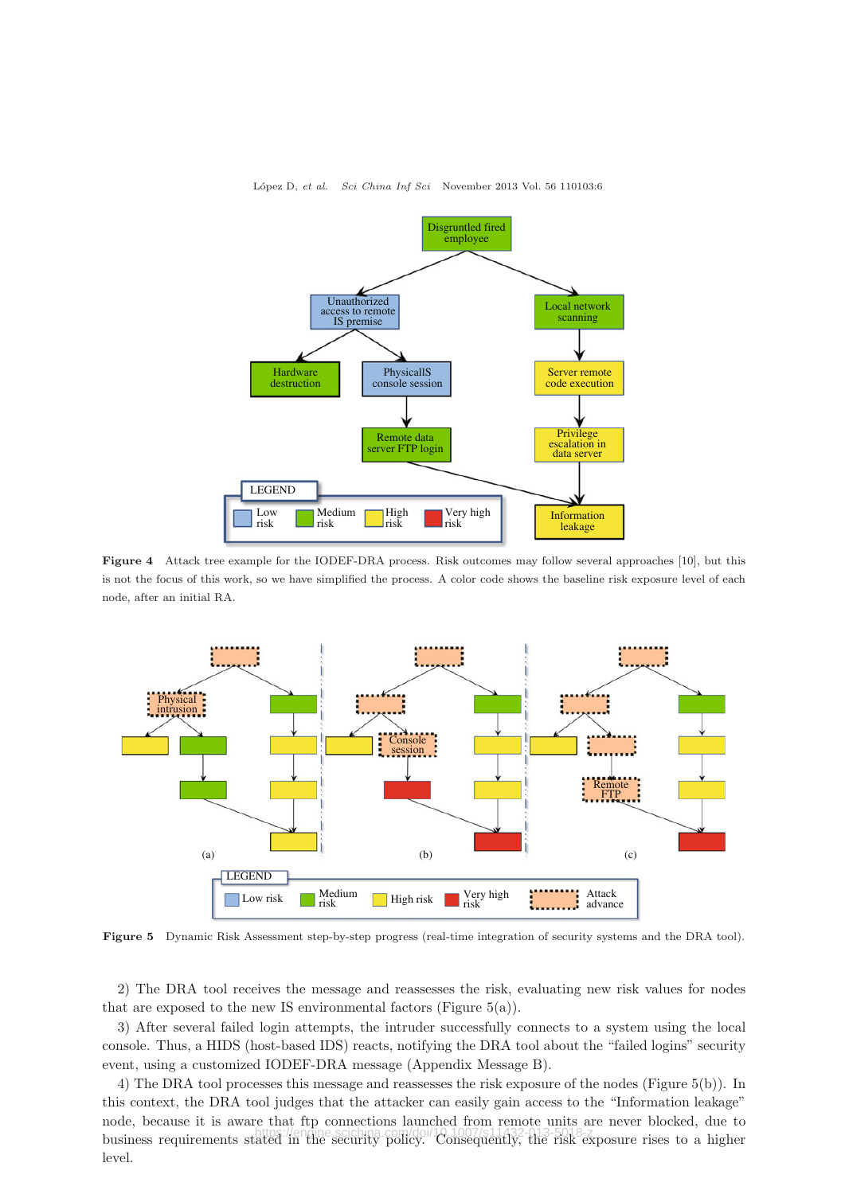Figure 4 Attack tree example for the IODEF-DRA process. Risk outcomes may follow several approaches [10], but this is not the focus of this work, so we have simplified the process. A color code shows the baseline risk exposure level of each node, after an initial RA.

Figure 5 Dynamic Risk Assessment step-by-step progress (real-time integration of security systems and the DRA tool).

2) The DRA tool receives the message and reassesses the risk, evaluating new risk values for nodes that are exposed to the new IS environmental factors (Figure 5(a)).

3) After several failed login attempts, the intruder successfully connects to a system using the local console. Thus, a HIDS (host-based IDS) reacts, notifying the DRA tool about the "failed logins" security event, using a customized IODEF-DRA message (Appendix Message B).

4) The DRA tool processes this message and reassesses the risk exposure of the nodes (Figure 5(b)). In this context, the DRA tool judges that the attacker can easily gain access to the "Information leakage" node, because it is aware that ftp connections launched from remote units are never blocked, due to business requirements stated in the security policy. Consequently, the risk exposure rises to a higher level.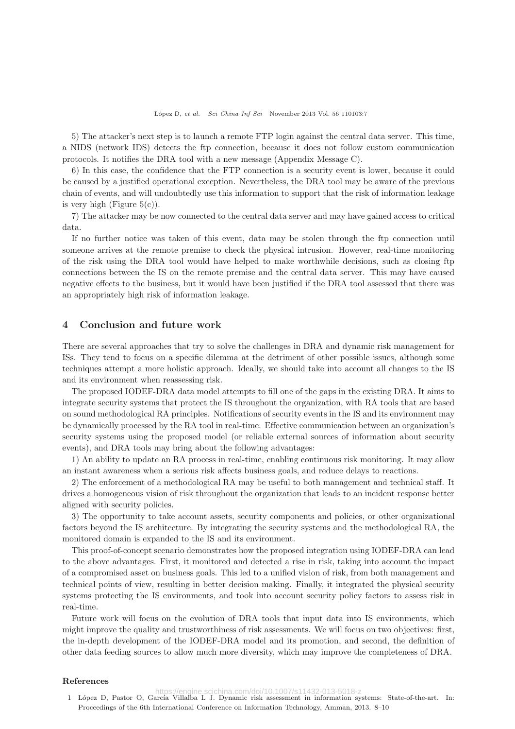5) The attacker's next step is to launch a remote FTP login against the central data server. This time, a NIDS (network IDS) detects the ftp connection, because it does not follow custom communication protocols. It notifies the DRA tool with a new message (Appendix Message C).

6) In this case, the confidence that the FTP connection is a security event is lower, because it could be caused by a justified operational exception. Nevertheless, the DRA tool may be aware of the previous chain of events, and will undoubtedly use this information to support that the risk of information leakage is very high (Figure 5(c)).

7) The attacker may be now connected to the central data server and may have gained access to critical data.

If no further notice was taken of this event, data may be stolen through the ftp connection until someone arrives at the remote premise to check the physical intrusion. However, real-time monitoring of the risk using the DRA tool would have helped to make worthwhile decisions, such as closing ftp connections between the IS on the remote premise and the central data server. This may have caused negative effects to the business, but it would have been justified if the DRA tool assessed that there was an appropriately high risk of information leakage.

## 4 Conclusion and future work

There are several approaches that try to solve the challenges in DRA and dynamic risk management for ISs. They tend to focus on a specific dilemma at the detriment of other possible issues, although some techniques attempt a more holistic approach. Ideally, we should take into account all changes to the IS and its environment when reassessing risk.

The proposed IODEF-DRA data model attempts to fill one of the gaps in the existing DRA. It aims to integrate security systems that protect the IS throughout the organization, with RA tools that are based on sound methodological RA principles. Notifications of security events in the IS and its environment may be dynamically processed by the RA tool in real-time. Effective communication between an organization's security systems using the proposed model (or reliable external sources of information about security events), and DRA tools may bring about the following advantages:

1) An ability to update an RA process in real-time, enabling continuous risk monitoring. It may allow an instant awareness when a serious risk affects business goals, and reduce delays to reactions.

2) The enforcement of a methodological RA may be useful to both management and technical staff. It drives a homogeneous vision of risk throughout the organization that leads to an incident response better aligned with security policies.

3) The opportunity to take account assets, security components and policies, or other organizational factors beyond the IS architecture. By integrating the security systems and the methodological RA, the monitored domain is expanded to the IS and its environment.

This proof-of-concept scenario demonstrates how the proposed integration using IODEF-DRA can lead to the above advantages. First, it monitored and detected a rise in risk, taking into account the impact of a compromised asset on business goals. This led to a unified vision of risk, from both management and technical points of view, resulting in better decision making. Finally, it integrated the physical security systems protecting the IS environments, and took into account security policy factors to assess risk in real-time.

Future work will focus on the evolution of DRA tools that input data into IS environments, which might improve the quality and trustworthiness of risk assessments. We will focus on two objectives: first, the in-depth development of the IODEF-DRA model and its promotion, and second, the definition of other data feeding sources to allow much more diversity, which may improve the completeness of DRA.

### References

1 López D, Pastor O, García Villalba L J. Dynamic risk assessment in information systems: State-of-the-art. In: Proceedings of the 6th International Conference on Information Technology, Amman, 2013. 8–10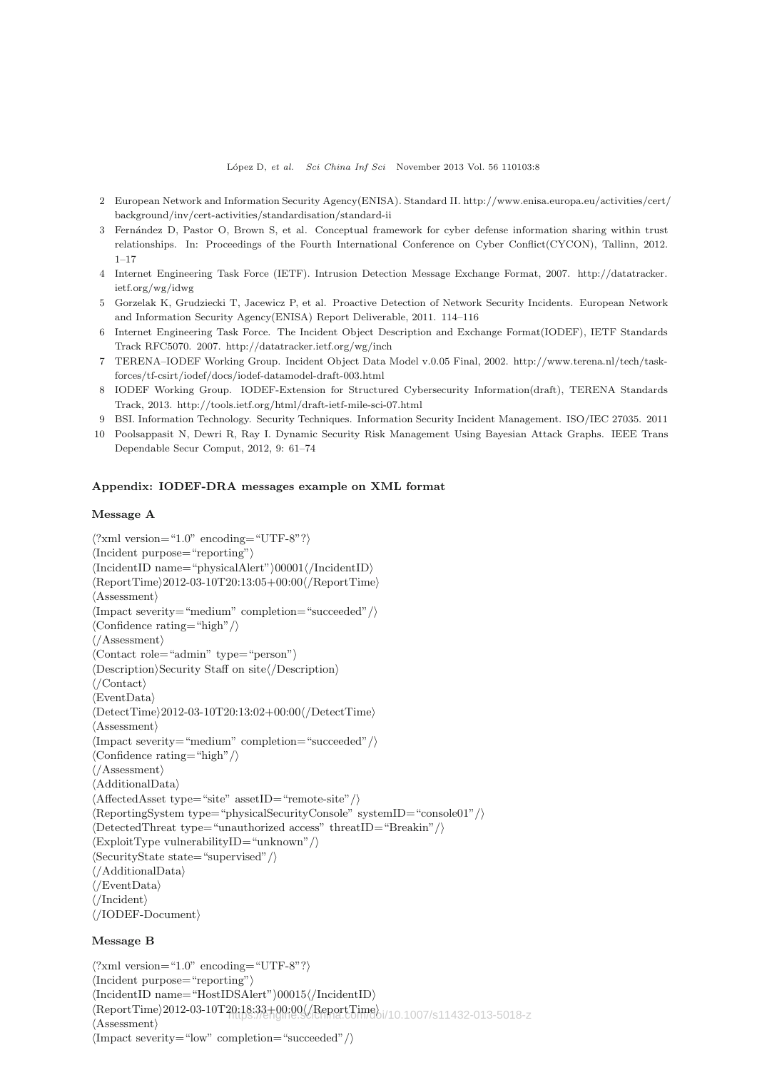2 European Network and Information Security Agency(ENISA). Standard II. http://www.enisa.europa.eu/activities/cert/background/inv/cert-activities/standardisation/standard-ii

3 Fernández D, Pastor O, Brown S, et al. Conceptual framework for cyber defense information sharing within trust relationships. In: Proceedings of the Fourth International Conference on Cyber Conflict(CYCON), Tallinn, 2012. 1–17

4 Internet Engineering Task Force (IETF). Intrusion Detection Message Exchange Format, 2007. http://datatracker.ietf.org/wg/idwg

5 Gorzelak K, Grudziecki T, Jacewicz P, et al. Proactive Detection of Network Security Incidents. European Network and Information Security Agency(ENISA) Report Deliverable, 2011. 114–116

6 Internet Engineering Task Force. The Incident Object Description and Exchange Format(IODEF), IETF Standards Track RFC5070. 2007. http://datatracker.ietf.org/wg/inch

7 TERENA–IODEF Working Group. Incident Object Data Model v.0.05 Final, 2002. http://www.terena.nl/tech/task-forces/tf-csirt/iodef/docs/iodef-datamodel-draft-003.html

8 IODEF Working Group. IODEF-Extension for Structured Cybersecurity Information(draft), TERENA Standards Track, 2013. http://tools.ietf.org/html/draft-ietf-mile-sci-07.html

9 BSI. Information Technology. Security Techniques. Information Security Incident Management. ISO/IEC 27035. 2011

10 Poolsappasit N, Dewri R, Ray I. Dynamic Security Risk Management Using Bayesian Attack Graphs. IEEE Trans Dependable Secur Comput, 2012, 9: 61–74

## Appendix: IODEF-DRA messages example on XML format

### Message A

```
<?xml version="1.0" encoding="UTF-8"?>
<Incident purpose="reporting">
<IncidentID name="physicalAlert">00001</IncidentID>
<ReportTime>2012-03-10T20:13:05+00:00</ReportTime>
<Assessment>
<Impact severity="medium" completion="succeeded"/>
<Confidence rating="high"/>
</Assessment>
<Contact role="admin" type="person">
<Description>Security Staff on site</Description>
</Contact>
<EventData>
<DetectTime>2012-03-10T20:13:02+00:00</DetectTime>
<Assessment>
<Impact severity="medium" completion="succeeded"/>
<Confidence rating="high"/>
</Assessment>
<AdditionalData>
<AffectedAsset type="site" assetID="remote-site"/>
<ReportingSystem type="physicalSecurityConsole" systemID="console01"/>
<DetectedThreat type="unauthorized access" threatID="Breakin"/>
<ExploitType vulnerabilityID="unknown"/>
<SecurityState state="supervised"/>
</AdditionalData>
</EventData>
</Incident>
</IODEF-Document>
```

### Message B

```
<?xml version="1.0" encoding="UTF-8"?>
<Incident purpose="reporting">
<IncidentID name="HostIDSAlert">00015</IncidentID>
<ReportTime>2012-03-10T20:18:33+00:00</ReportTime>
<Assessment>
<Impact severity="low" completion="succeeded"/>
```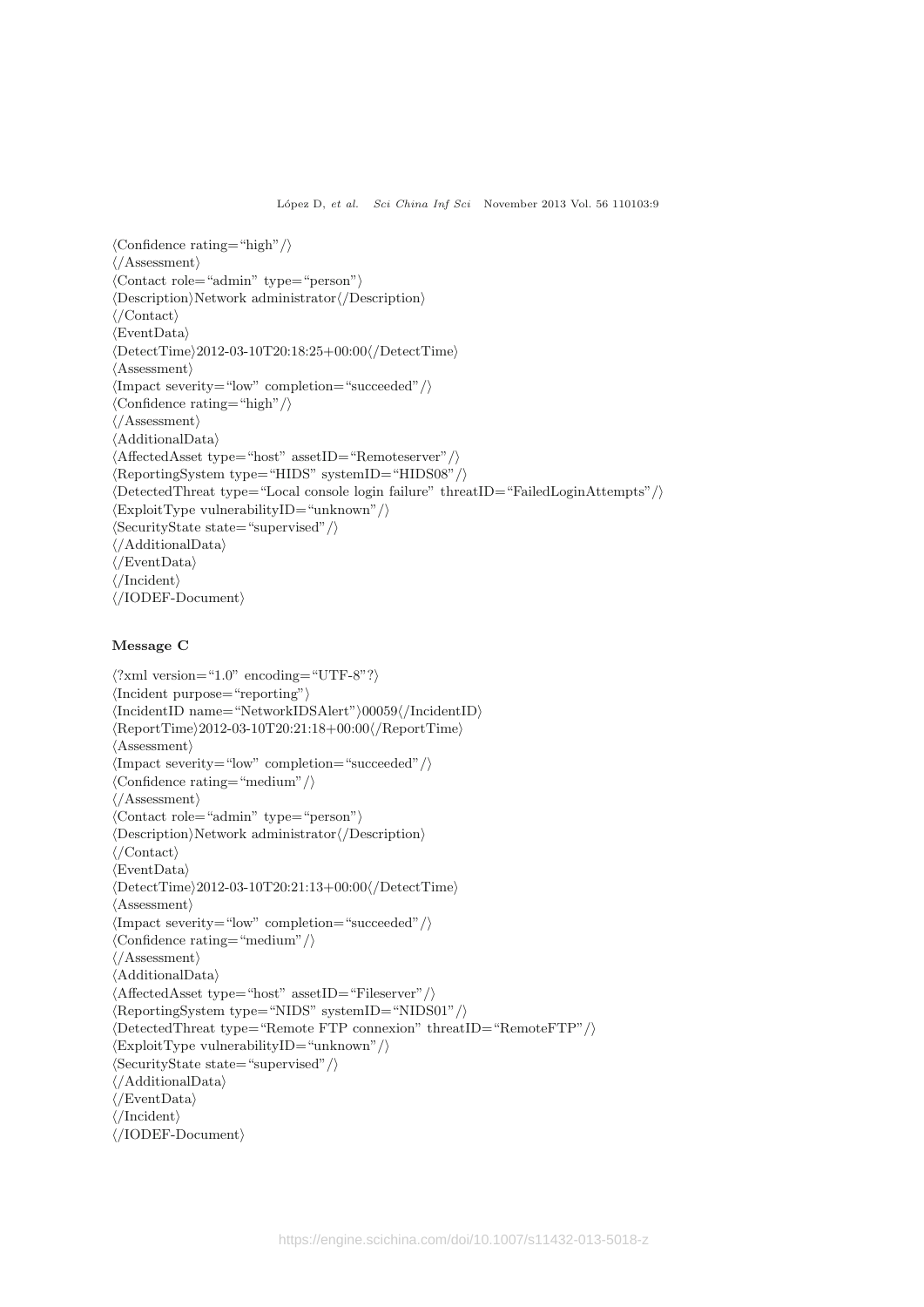```
<Confidence rating="high"/>
</Assessment>
<Contact role="admin" type="person">
<Description>Network administrator</Description>
</Contact>
<EventData>
<DetectTime>2012-03-10T20:18:25+00:00</DetectTime>
<Assessment>
<Impact severity="low" completion="succeeded"/>
<Confidence rating="high"/>
</Assessment>
<AdditionalData>
<AffectedAsset type="host" assetID="Remoteserver"/>
<ReportingSystem type="HIDS" systemID="HIDS08"/>
<DetectedThreat type="Local console login failure" threatID="FailedLoginAttempts"/>
<ExploitType vulnerabilityID="unknown"/>
<SecurityState state="supervised"/>
</AdditionalData>
</EventData>
</Incident>
</IODEF-Document>
```

**Message C**

```
<?xml version="1.0" encoding="UTF-8"?>
<Incident purpose="reporting">
<IncidentID name="NetworkIDSAlert">00059</IncidentID>
<ReportTime>2012-03-10T20:21:18+00:00</ReportTime>
<Assessment>
<Impact severity="low" completion="succeeded"/>
<Confidence rating="medium"/>
</Assessment>
<Contact role="admin" type="person">
<Description>Network administrator</Description>
</Contact>
<EventData>
<DetectTime>2012-03-10T20:21:13+00:00</DetectTime>
<Assessment>
<Impact severity="low" completion="succeeded"/>
<Confidence rating="medium"/>
</Assessment>
<AdditionalData>
<AffectedAsset type="host" assetID="Fileserver"/>
<ReportingSystem type="NIDS" systemID="NIDS01"/>
<DetectedThreat type="Remote FTP connexion" threatID="RemoteFTP"/>
<ExploitType vulnerabilityID="unknown"/>
<SecurityState state="supervised"/>
</AdditionalData>
</EventData>
</Incident>
</IODEF-Document>
```